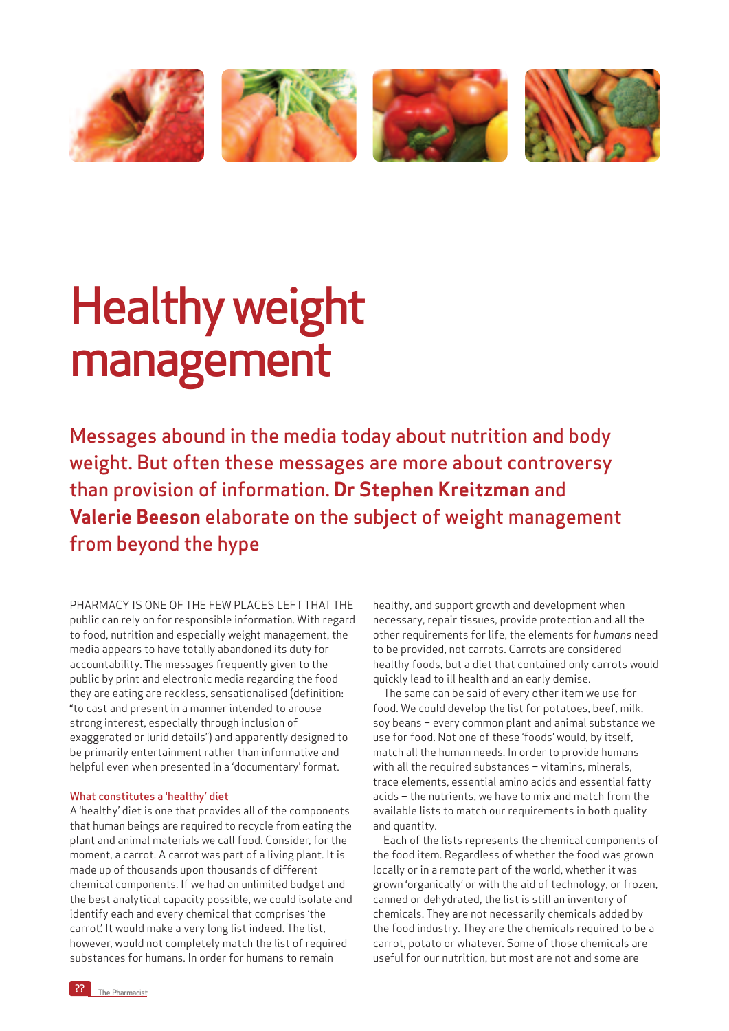# Healthy weight management

## Messages abound in the media today about nutrition and body weight. But often these messages are more about controversy than provision of information. **Dr Stephen Kreitzman** and **Valerie Beeson** elaborate on the subject of weight management from beyond the hype

PHARMACY IS ONE OF THE FEW PLACES LEFT THAT THE public can rely on for responsible information. With regard to food, nutrition and especially weight management, the media appears to have totally abandoned its duty for accountability. The messages frequently given to the public by print and electronic media regarding the food they are eating are reckless, sensationalised (definition: "to cast and present in a manner intended to arouse strong interest, especially through inclusion of exaggerated or lurid details") and apparently designed to be primarily entertainment rather than informative and helpful even when presented in a 'documentary' format.

### What constitutes a 'healthy' diet

A 'healthy' diet is one that provides all of the components that human beings are required to recycle from eating the plant and animal materials we call food. Consider, for the moment, a carrot. A carrot was part of a living plant. It is made up of thousands upon thousands of different chemical components. If we had an unlimited budget and the best analytical capacity possible, we could isolate and identify each and every chemical that comprises 'the carrot'. It would make a very long list indeed. The list, however, would not completely match the list of required substances for humans. In order for humans to remain healthy, and support growth and development when necessary, repair tissues, provide protection and all the other requirements for life, the elements for *humans* need to be provided, not carrots. Carrots are considered healthy foods, but a diet that contained only carrots would quickly lead to ill health and an early demise.

The same can be said of every other item we use for food. We could develop the list for potatoes, beef, milk, soy beans – every common plant and animal substance we use for food. Not one of these 'foods' would, by itself, match all the human needs. In order to provide humans with all the required substances – vitamins, minerals, trace elements, essential amino acids and essential fatty acids – the nutrients, we have to mix and match from the available lists to match our requirements in both quality and quantity.

Each of the lists represents the chemical components of the food item. Regardless of whether the food was grown locally or in a remote part of the world, whether it was grown 'organically' or with the aid of technology, or frozen, canned or dehydrated, the list is still an inventory of chemicals. They are not necessarily chemicals added by the food industry. They are the chemicals required to be a carrot, potato or whatever. Some of those chemicals are useful for our nutrition, but most are not and some are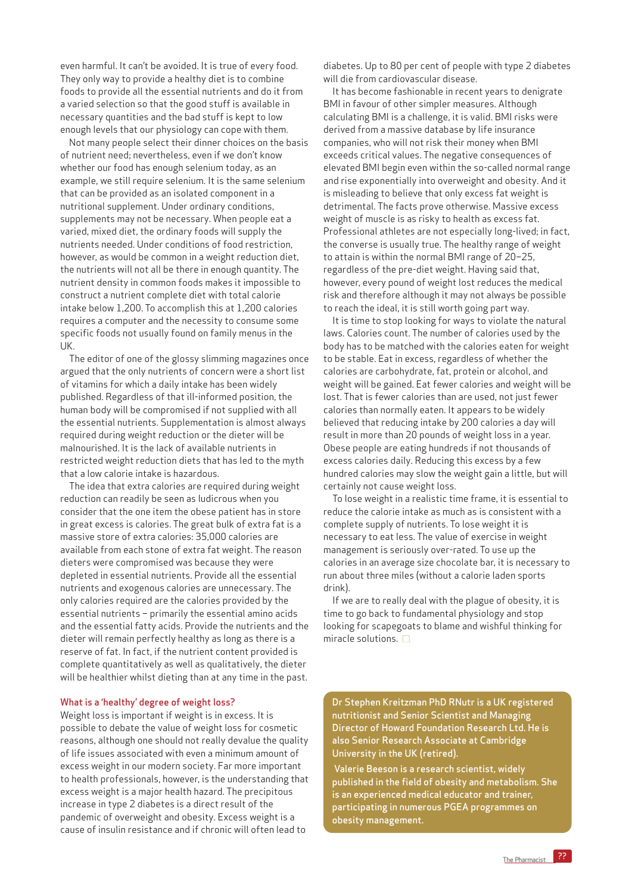even harmful. It can't be avoided. It is true of every food. They only way to provide a healthy diet is to combine foods to provide all the essential nutrients and do it from a varied selection so that the good stuff is available in necessary quantities and the bad stuff is kept to low enough levels that our physiology can cope with them.

Not many people select their dinner choices on the basis of nutrient need; nevertheless, even if we don't know whether our food has enough selenium today, as an example, we still require selenium. It is the same selenium that can be provided as an isolated component in a nutritional supplement. Under ordinary conditions, supplements may not be necessary. When people eat a varied, mixed diet, the ordinary foods will supply the nutrients needed. Under conditions of food restriction, however, as would be common in a weight reduction diet, the nutrients will not all be there in enough quantity. The nutrient density in common foods makes it impossible to construct a nutrient complete diet with total calorie intake below 1,200. To accomplish this at 1,200 calories requires a computer and the necessity to consume some specific foods not usually found on family menus in the UK.

The editor of one of the glossy slimming magazines once argued that the only nutrients of concern were a short list of vitamins for which a daily intake has been widely published. Regardless of that ill-informed position, the human body will be compromised if not supplied with all the essential nutrients. Supplementation is almost always required during weight reduction or the dieter will be malnourished. It is the lack of available nutrients in restricted weight reduction diets that has led to the myth that a low calorie intake is hazardous.

The idea that extra calories are required during weight reduction can readily be seen as ludicrous when you consider that the one item the obese patient has in store in great excess is calories. The great bulk of extra fat is a massive store of extra calories: 35,000 calories are available from each stone of extra fat weight. The reason dieters were compromised was because they were depleted in essential nutrients. Provide all the essential nutrients and exogenous calories are unnecessary. The only calories required are the calories provided by the essential nutrients – primarily the essential amino acids and the essential fatty acids. Provide the nutrients and the dieter will remain perfectly healthy as long as there is a reserve of fat. In fact, if the nutrient content provided is complete quantitatively as well as qualitatively, the dieter will be healthier whilst dieting than at any time in the past.

## What is a 'healthy' degree of weight loss?

Weight loss is important if weight is in excess. It is possible to debate the value of weight loss for cosmetic reasons, although one should not really devalue the quality of life issues associated with even a minimum amount of excess weight in our modern society. Far more important to health professionals, however, is the understanding that excess weight is a major health hazard. The precipitous increase in type 2 diabetes is a direct result of the pandemic of overweight and obesity. Excess weight is a cause of insulin resistance and if chronic will often lead to diabetes. Up to 80 per cent of people with type 2 diabetes will die from cardiovascular disease.

It has become fashionable in recent years to denigrate BMI in favour of other simpler measures. Although calculating BMI is a challenge, it is valid. BMI risks were derived from a massive database by life insurance companies, who will not risk their money when BMI exceeds critical values. The negative consequences of elevated BMI begin even within the so-called normal range and rise exponentially into overweight and obesity. And it is misleading to believe that only excess fat weight is detrimental. The facts prove otherwise. Massive excess weight of muscle is as risky to health as excess fat. Professional athletes are not especially long-lived; in fact, the converse is usually true. The healthy range of weight to attain is within the normal BMI range of 20–25, regardless of the pre-diet weight. Having said that, however, every pound of weight lost reduces the medical risk and therefore although it may not always be possible to reach the ideal, it is still worth going part way.

It is time to stop looking for ways to violate the natural laws. Calories count. The number of calories used by the body has to be matched with the calories eaten for weight to be stable. Eat in excess, regardless of whether the calories are carbohydrate, fat, protein or alcohol, and weight will be gained. Eat fewer calories and weight will be lost. That is fewer calories than are used, not just fewer calories than normally eaten. It appears to be widely believed that reducing intake by 200 calories a day will result in more than 20 pounds of weight loss in a year. Obese people are eating hundreds if not thousands of excess calories daily. Reducing this excess by a few hundred calories may slow the weight gain a little, but will certainly not cause weight loss.

To lose weight in a realistic time frame, it is essential to reduce the calorie intake as much as is consistent with a complete supply of nutrients. To lose weight it is necessary to eat less. The value of exercise in weight management is seriously over-rated. To use up the calories in an average size chocolate bar, it is necessary to run about three miles (without a calorie laden sports drink).

If we are to really deal with the plague of obesity, it is time to go back to fundamental physiology and stop looking for scapegoats to blame and wishful thinking for miracle solutions.

**Dr Stephen Kreitzman PhD RNutr is a UK registered nutritionist and Senior Scientist and Managing Director of Howard Foundation Research Ltd. He is also Senior Research Associate at Cambridge University in the UK (retired).**

**Valerie Beeson is a research scientist, widely published in the field of obesity and metabolism. She is an experienced medical educator and trainer, participating in numerous PGEA programmes on obesity management.**